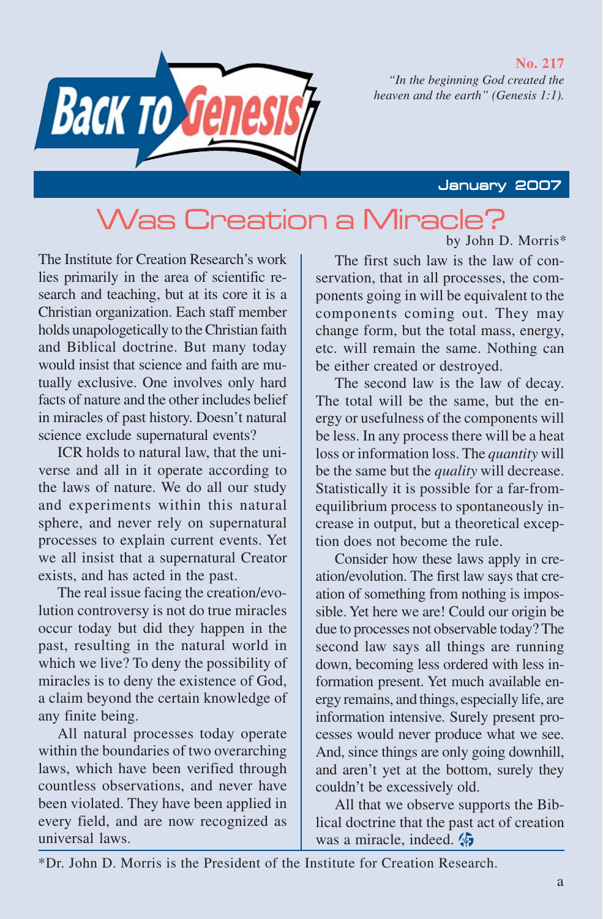**No. 217**

*"In the beginning God created the heaven and the earth" (Genesis 1:1).*

Back to Genesis

January 2007

# Was Creation a Miracle?

by John D. Morris*

The Institute for Creation Research's work lies primarily in the area of scientific research and teaching, but at its core it is a Christian organization. Each staff member holds unapologetically to the Christian faith and Biblical doctrine. But many today would insist that science and faith are mutually exclusive. One involves only hard facts of nature and the other includes belief in miracles of past history. Doesn't natural science exclude supernatural events?

ICR holds to natural law, that the universe and all in it operate according to the laws of nature. We do all our study and experiments within this natural sphere, and never rely on supernatural processes to explain current events. Yet we all insist that a supernatural Creator exists, and has acted in the past.

The real issue facing the creation/evolution controversy is not do true miracles occur today but did they happen in the past, resulting in the natural world in which we live? To deny the possibility of miracles is to deny the existence of God, a claim beyond the certain knowledge of any finite being.

All natural processes today operate within the boundaries of two overarching laws, which have been verified through countless observations, and never have been violated. They have been applied in every field, and are now recognized as universal laws.

The first such law is the law of conservation, that in all processes, the components going in will be equivalent to the components coming out. They may change form, but the total mass, energy, etc. will remain the same. Nothing can be either created or destroyed.

The second law is the law of decay. The total will be the same, but the energy or usefulness of the components will be less. In any process there will be a heat loss or information loss. The *quantity* will be the same but the *quality* will decrease. Statistically it is possible for a far-from-equilibrium process to spontaneously increase in output, but a theoretical exception does not become the rule.

Consider how these laws apply in creation/evolution. The first law says that creation of something from nothing is impossible. Yet here we are! Could our origin be due to processes not observable today? The second law says all things are running down, becoming less ordered with less information present. Yet much available energy remains, and things, especially life, are information intensive. Surely present processes would never produce what we see. And, since things are only going downhill, and aren't yet at the bottom, surely they couldn't be excessively old.

All that we observe supports the Biblical doctrine that the past act of creation was a miracle, indeed.

*Dr. John D. Morris is the President of the Institute for Creation Research.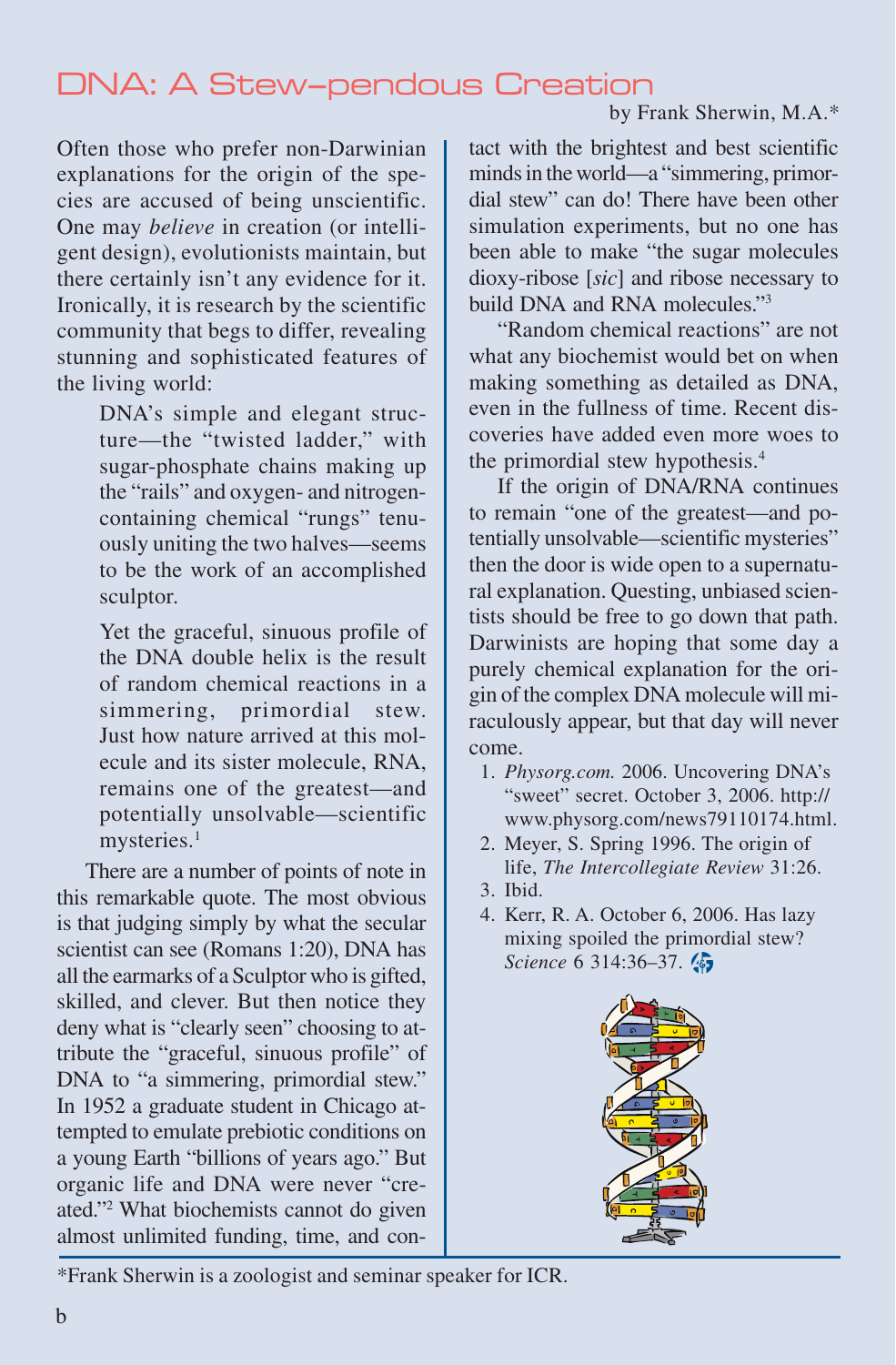# DNA: A Stew-pendous Creation

by Frank Sherwin, M.A.*

Often those who prefer non-Darwinian explanations for the origin of the species are accused of being unscientific. One may *believe* in creation (or intelligent design), evolutionists maintain, but there certainly isn't any evidence for it. Ironically, it is research by the scientific community that begs to differ, revealing stunning and sophisticated features of the living world:

> DNA's simple and elegant structure—the "twisted ladder," with sugar-phosphate chains making up the "rails" and oxygen- and nitrogen-containing chemical "rungs" tenuously uniting the two halves—seems to be the work of an accomplished sculptor.
>
> Yet the graceful, sinuous profile of the DNA double helix is the result of random chemical reactions in a simmering, primordial stew. Just how nature arrived at this molecule and its sister molecule, RNA, remains one of the greatest—and potentially unsolvable—scientific mysteries.[1]

There are a number of points of note in this remarkable quote. The most obvious is that judging simply by what the secular scientist can see (Romans 1:20), DNA has all the earmarks of a Sculptor who is gifted, skilled, and clever. But then notice they deny what is "clearly seen" choosing to attribute the "graceful, sinuous profile" of DNA to "a simmering, primordial stew." In 1952 a graduate student in Chicago attempted to emulate prebiotic conditions on a young Earth "billions of years ago." But organic life and DNA were never "created."[2] What biochemists cannot do given almost unlimited funding, time, and contact with the brightest and best scientific minds in the world—a "simmering, primordial stew" can do! There have been other simulation experiments, but no one has been able to make "the sugar molecules dioxy-ribose [*sic*] and ribose necessary to build DNA and RNA molecules."[3]

"Random chemical reactions" are not what any biochemist would bet on when making something as detailed as DNA, even in the fullness of time. Recent discoveries have added even more woes to the primordial stew hypothesis.[4]

If the origin of DNA/RNA continues to remain "one of the greatest—and potentially unsolvable—scientific mysteries" then the door is wide open to a supernatural explanation. Questing, unbiased scientists should be free to go down that path. Darwinists are hoping that some day a purely chemical explanation for the origin of the complex DNA molecule will miraculously appear, but that day will never come.

1. *Physorg.com.* 2006. Uncovering DNA's "sweet" secret. October 3, 2006. http://www.physorg.com/news79110174.html.
2. Meyer, S. Spring 1996. The origin of life, *The Intercollegiate Review* 31:26.
3. Ibid.
4. Kerr, R. A. October 6, 2006. Has lazy mixing spoiled the primordial stew? *Science* 6 314:36–37.

*Frank Sherwin is a zoologist and seminar speaker for ICR.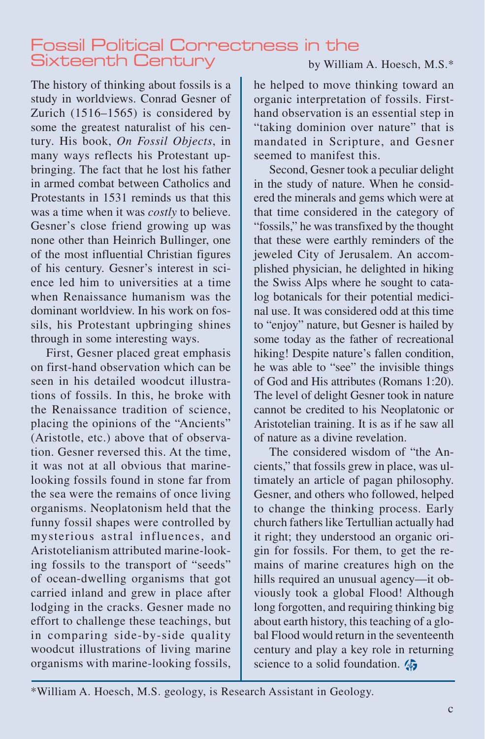# Fossil Political Correctness in the Sixteenth Century

by William A. Hoesch, M.S.*

The history of thinking about fossils is a study in worldviews. Conrad Gesner of Zurich (1516–1565) is considered by some the greatest naturalist of his century. His book, *On Fossil Objects*, in many ways reflects his Protestant upbringing. The fact that he lost his father in armed combat between Catholics and Protestants in 1531 reminds us that this was a time when it was *costly* to believe. Gesner's close friend growing up was none other than Heinrich Bullinger, one of the most influential Christian figures of his century. Gesner's interest in science led him to universities at a time when Renaissance humanism was the dominant worldview. In his work on fossils, his Protestant upbringing shines through in some interesting ways.

First, Gesner placed great emphasis on first-hand observation which can be seen in his detailed woodcut illustrations of fossils. In this, he broke with the Renaissance tradition of science, placing the opinions of the "Ancients" (Aristotle, etc.) above that of observation. Gesner reversed this. At the time, it was not at all obvious that marine-looking fossils found in stone far from the sea were the remains of once living organisms. Neoplatonism held that the funny fossil shapes were controlled by mysterious astral influences, and Aristotelianism attributed marine-looking fossils to the transport of "seeds" of ocean-dwelling organisms that got carried inland and grew in place after lodging in the cracks. Gesner made no effort to challenge these teachings, but in comparing side-by-side quality woodcut illustrations of living marine organisms with marine-looking fossils, he helped to move thinking toward an organic interpretation of fossils. First-hand observation is an essential step in "taking dominion over nature" that is mandated in Scripture, and Gesner seemed to manifest this.

Second, Gesner took a peculiar delight in the study of nature. When he considered the minerals and gems which were at that time considered in the category of "fossils," he was transfixed by the thought that these were earthly reminders of the jeweled City of Jerusalem. An accomplished physician, he delighted in hiking the Swiss Alps where he sought to catalog botanicals for their potential medicinal use. It was considered odd at this time to "enjoy" nature, but Gesner is hailed by some today as the father of recreational hiking! Despite nature's fallen condition, he was able to "see" the invisible things of God and His attributes (Romans 1:20). The level of delight Gesner took in nature cannot be credited to his Neoplatonic or Aristotelian training. It is as if he saw all of nature as a divine revelation.

The considered wisdom of "the Ancients," that fossils grew in place, was ultimately an article of pagan philosophy. Gesner, and others who followed, helped to change the thinking process. Early church fathers like Tertullian actually had it right; they understood an organic origin for fossils. For them, to get the remains of marine creatures high on the hills required an unusual agency—it obviously took a global Flood! Although long forgotten, and requiring thinking big about earth history, this teaching of a global Flood would return in the seventeenth century and play a key role in returning science to a solid foundation.

---

*William A. Hoesch, M.S. geology, is Research Assistant in Geology.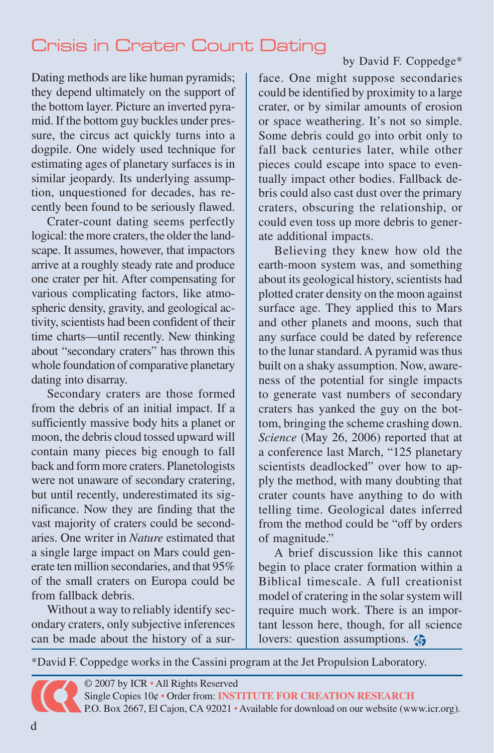# Crisis in Crater Count Dating

by David F. Coppedge*

Dating methods are like human pyramids; they depend ultimately on the support of the bottom layer. Picture an inverted pyramid. If the bottom guy buckles under pressure, the circus act quickly turns into a dogpile. One widely used technique for estimating ages of planetary surfaces is in similar jeopardy. Its underlying assumption, unquestioned for decades, has recently been found to be seriously flawed.

Crater-count dating seems perfectly logical: the more craters, the older the landscape. It assumes, however, that impactors arrive at a roughly steady rate and produce one crater per hit. After compensating for various complicating factors, like atmospheric density, gravity, and geological activity, scientists had been confident of their time charts—until recently. New thinking about "secondary craters" has thrown this whole foundation of comparative planetary dating into disarray.

Secondary craters are those formed from the debris of an initial impact. If a sufficiently massive body hits a planet or moon, the debris cloud tossed upward will contain many pieces big enough to fall back and form more craters. Planetologists were not unaware of secondary cratering, but until recently, underestimated its significance. Now they are finding that the vast majority of craters could be secondaries. One writer in *Nature* estimated that a single large impact on Mars could generate ten million secondaries, and that 95% of the small craters on Europa could be from fallback debris.

Without a way to reliably identify secondary craters, only subjective inferences can be made about the history of a surface. One might suppose secondaries could be identified by proximity to a large crater, or by similar amounts of erosion or space weathering. It's not so simple. Some debris could go into orbit only to fall back centuries later, while other pieces could escape into space to eventually impact other bodies. Fallback debris could also cast dust over the primary craters, obscuring the relationship, or could even toss up more debris to generate additional impacts.

Believing they knew how old the earth-moon system was, and something about its geological history, scientists had plotted crater density on the moon against surface age. They applied this to Mars and other planets and moons, such that any surface could be dated by reference to the lunar standard. A pyramid was thus built on a shaky assumption. Now, awareness of the potential for single impacts to generate vast numbers of secondary craters has yanked the guy on the bottom, bringing the scheme crashing down. *Science* (May 26, 2006) reported that at a conference last March, "125 planetary scientists deadlocked" over how to apply the method, with many doubting that crater counts have anything to do with telling time. Geological dates inferred from the method could be "off by orders of magnitude."

A brief discussion like this cannot begin to place crater formation within a Biblical timescale. A full creationist model of cratering in the solar system will require much work. There is an important lesson here, though, for all science lovers: question assumptions.

*David F. Coppedge works in the Cassini program at the Jet Propulsion Laboratory.

© 2007 by ICR • All Rights Reserved
Single Copies 10¢ • Order from: **INSTITUTE FOR CREATION RESEARCH**
P.O. Box 2667, El Cajon, CA 92021 • Available for download on our website (www.icr.org).

d